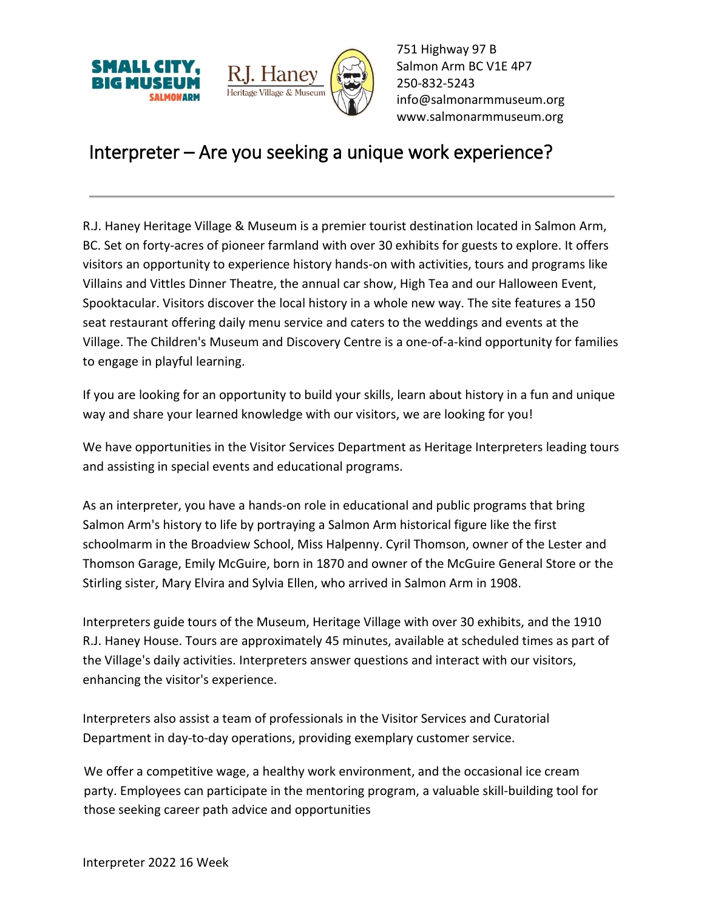751 Highway 97 B
Salmon Arm BC V1E 4P7
250-832-5243
info@salmonarmmuseum.org
www.salmonarmmuseum.org

# Interpreter – Are you seeking a unique work experience?

---

R.J. Haney Heritage Village & Museum is a premier tourist destination located in Salmon Arm, BC. Set on forty-acres of pioneer farmland with over 30 exhibits for guests to explore. It offers visitors an opportunity to experience history hands-on with activities, tours and programs like Villains and Vittles Dinner Theatre, the annual car show, High Tea and our Halloween Event, Spooktacular. Visitors discover the local history in a whole new way. The site features a 150 seat restaurant offering daily menu service and caters to the weddings and events at the Village. The Children's Museum and Discovery Centre is a one-of-a-kind opportunity for families to engage in playful learning.

If you are looking for an opportunity to build your skills, learn about history in a fun and unique way and share your learned knowledge with our visitors, we are looking for you!

We have opportunities in the Visitor Services Department as Heritage Interpreters leading tours and assisting in special events and educational programs.

As an interpreter, you have a hands-on role in educational and public programs that bring Salmon Arm's history to life by portraying a Salmon Arm historical figure like the first schoolmarm in the Broadview School, Miss Halpenny. Cyril Thomson, owner of the Lester and Thomson Garage, Emily McGuire, born in 1870 and owner of the McGuire General Store or the Stirling sister, Mary Elvira and Sylvia Ellen, who arrived in Salmon Arm in 1908.

Interpreters guide tours of the Museum, Heritage Village with over 30 exhibits, and the 1910 R.J. Haney House. Tours are approximately 45 minutes, available at scheduled times as part of the Village's daily activities. Interpreters answer questions and interact with our visitors, enhancing the visitor's experience.

Interpreters also assist a team of professionals in the Visitor Services and Curatorial Department in day-to-day operations, providing exemplary customer service.

We offer a competitive wage, a healthy work environment, and the occasional ice cream party. Employees can participate in the mentoring program, a valuable skill-building tool for those seeking career path advice and opportunities

Interpreter 2022 16 Week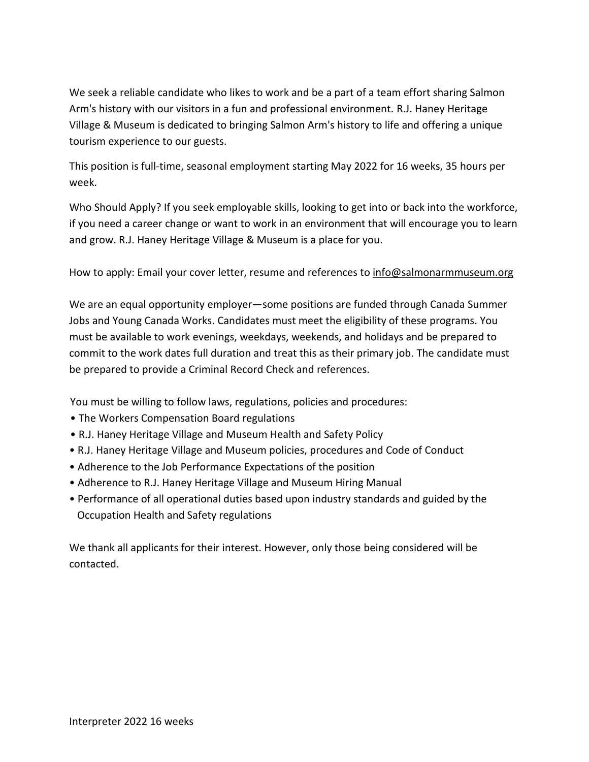We seek a reliable candidate who likes to work and be a part of a team effort sharing Salmon Arm's history with our visitors in a fun and professional environment. R.J. Haney Heritage Village & Museum is dedicated to bringing Salmon Arm's history to life and offering a unique tourism experience to our guests.

This position is full-time, seasonal employment starting May 2022 for 16 weeks, 35 hours per week.

Who Should Apply? If you seek employable skills, looking to get into or back into the workforce, if you need a career change or want to work in an environment that will encourage you to learn and grow. R.J. Haney Heritage Village & Museum is a place for you.

How to apply: Email your cover letter, resume and references to info@salmonarmmuseum.org

We are an equal opportunity employer—some positions are funded through Canada Summer Jobs and Young Canada Works. Candidates must meet the eligibility of these programs. You must be available to work evenings, weekdays, weekends, and holidays and be prepared to commit to the work dates full duration and treat this as their primary job. The candidate must be prepared to provide a Criminal Record Check and references.

You must be willing to follow laws, regulations, policies and procedures:

- The Workers Compensation Board regulations
- R.J. Haney Heritage Village and Museum Health and Safety Policy
- R.J. Haney Heritage Village and Museum policies, procedures and Code of Conduct
- Adherence to the Job Performance Expectations of the position
- Adherence to R.J. Haney Heritage Village and Museum Hiring Manual
- Performance of all operational duties based upon industry standards and guided by the Occupation Health and Safety regulations

We thank all applicants for their interest. However, only those being considered will be contacted.